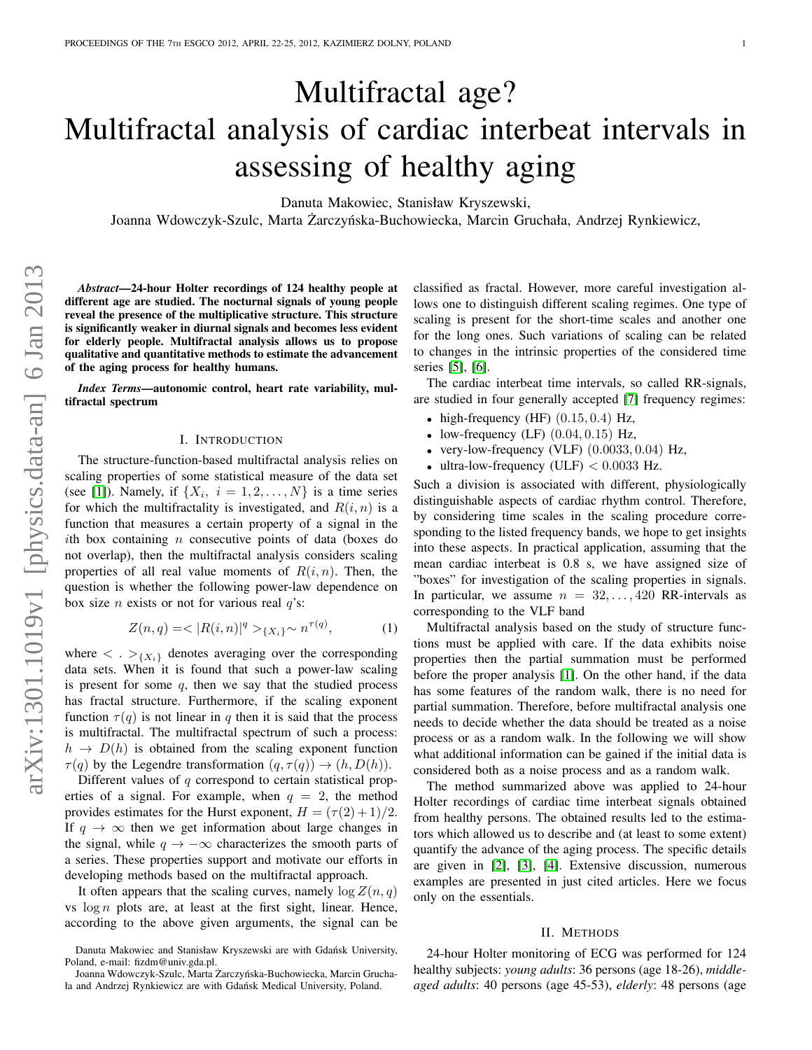# Multifractal age? Multifractal analysis of cardiac interbeat intervals in assessing of healthy aging

Danuta Makowiec, Stanisław Kryszewski,
Joanna Wdowczyk-Szulc, Marta Żarczyńska-Buchowiecka, Marcin Gruchała, Andrzej Rynkiewicz,

***Abstract*—24-hour Holter recordings of 124 healthy people at different age are studied. The nocturnal signals of young people reveal the presence of the multiplicative structure. This structure is significantly weaker in diurnal signals and becomes less evident for elderly people. Multifractal analysis allows us to propose qualitative and quantitative methods to estimate the advancement of the aging process for healthy humans.**

***Index Terms*—autonomic control, heart rate variability, multifractal spectrum**

## I. Introduction

The structure-function-based multifractal analysis relies on scaling properties of some statistical measure of the data set (see [1]). Namely, if $\{X_i,\ i = 1, 2, \ldots, N\}$ is a time series for which the multifractality is investigated, and $R(i, n)$ is a function that measures a certain property of a signal in the $i$th box containing $n$ consecutive points of data (boxes do not overlap), then the multifractal analysis considers scaling properties of all real value moments of $R(i, n)$. Then, the question is whether the following power-law dependence on box size $n$ exists or not for various real $q$'s:

$$Z(n, q) = < |R(i, n)|^q >_{\{X_i\}} \sim n^{\tau(q)}, \qquad (1)$$

where $< . >_{\{X_i\}}$ denotes averaging over the corresponding data sets. When it is found that such a power-law scaling is present for some $q$, then we say that the studied process has fractal structure. Furthermore, if the scaling exponent function $\tau(q)$ is not linear in $q$ then it is said that the process is multifractal. The multifractal spectrum of such a process: $h \to D(h)$ is obtained from the scaling exponent function $\tau(q)$ by the Legendre transformation $(q, \tau(q)) \to (h, D(h))$.

Different values of $q$ correspond to certain statistical properties of a signal. For example, when $q = 2$, the method provides estimates for the Hurst exponent, $H = (\tau(2)+1)/2$. If $q \to \infty$ then we get information about large changes in the signal, while $q \to -\infty$ characterizes the smooth parts of a series. These properties support and motivate our efforts in developing methods based on the multifractal approach.

It often appears that the scaling curves, namely $\log Z(n, q)$ vs $\log n$ plots are, at least at the first sight, linear. Hence, according to the above given arguments, the signal can be classified as fractal. However, more careful investigation allows one to distinguish different scaling regimes. One type of scaling is present for the short-time scales and another one for the long ones. Such variations of scaling can be related to changes in the intrinsic properties of the considered time series [5], [6].

The cardiac interbeat time intervals, so called RR-signals, are studied in four generally accepted [7] frequency regimes:

- high-frequency (HF) $(0.15, 0.4)$ Hz,
- low-frequency (LF) $(0.04, 0.15)$ Hz,
- very-low-frequency (VLF) $(0.0033, 0.04)$ Hz,
- ultra-low-frequency (ULF) $< 0.0033$ Hz.

Such a division is associated with different, physiologically distinguishable aspects of cardiac rhythm control. Therefore, by considering time scales in the scaling procedure corresponding to the listed frequency bands, we hope to get insights into these aspects. In practical application, assuming that the mean cardiac interbeat is 0.8 s, we have assigned size of "boxes" for investigation of the scaling properties in signals. In particular, we assume $n = 32, \ldots, 420$ RR-intervals as corresponding to the VLF band

Multifractal analysis based on the study of structure functions must be applied with care. If the data exhibits noise properties then the partial summation must be performed before the proper analysis [1]. On the other hand, if the data has some features of the random walk, there is no need for partial summation. Therefore, before multifractal analysis one needs to decide whether the data should be treated as a noise process or as a random walk. In the following we will show what additional information can be gained if the initial data is considered both as a noise process and as a random walk.

The method summarized above was applied to 24-hour Holter recordings of cardiac time interbeat signals obtained from healthy persons. The obtained results led to the estimators which allowed us to describe and (at least to some extent) quantify the advance of the aging process. The specific details are given in [2], [3], [4]. Extensive discussion, numerous examples are presented in just cited articles. Here we focus only on the essentials.

## II. Methods

24-hour Holter monitoring of ECG was performed for 124 healthy subjects: *young adults*: 36 persons (age 18-26), *middle-aged adults*: 40 persons (age 45-53), *elderly*: 48 persons (age

Danuta Makowiec and Stanisław Kryszewski are with Gdańsk University, Poland, e-mail: fizdm@univ.gda.pl.

Joanna Wdowczyk-Szulc, Marta Żarczyńska-Buchowiecka, Marcin Gruchała and Andrzej Rynkiewicz are with Gdańsk Medical University, Poland.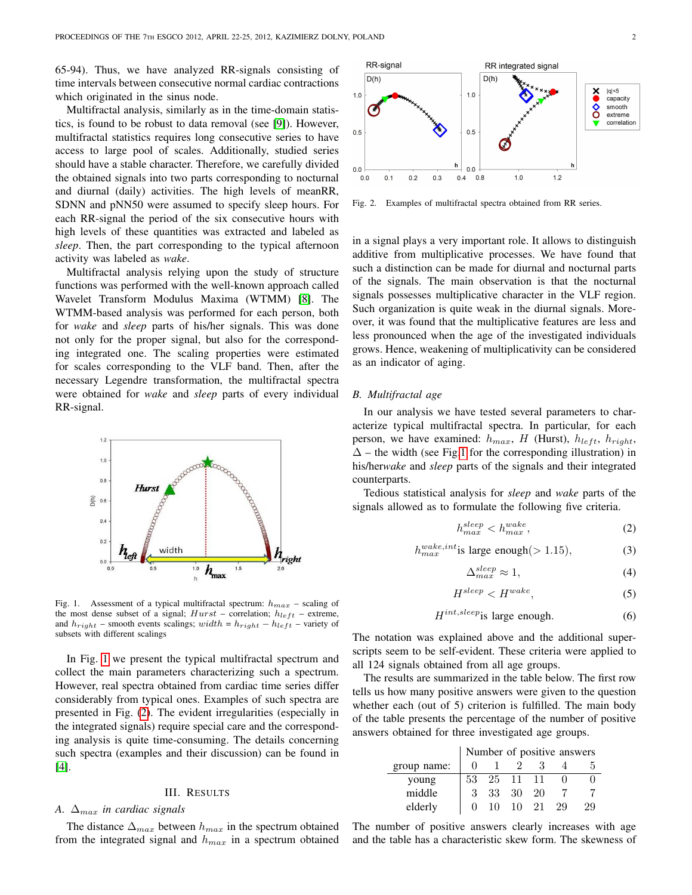65-94). Thus, we have analyzed RR-signals consisting of time intervals between consecutive normal cardiac contractions which originated in the sinus node.

Multifractal analysis, similarly as in the time-domain statistics, is found to be robust to data removal (see [9]). However, multifractal statistics requires long consecutive series to have access to large pool of scales. Additionally, studied series should have a stable character. Therefore, we carefully divided the obtained signals into two parts corresponding to nocturnal and diurnal (daily) activities. The high levels of meanRR, SDNN and pNN50 were assumed to specify sleep hours. For each RR-signal the period of the six consecutive hours with high levels of these quantities was extracted and labeled as *sleep*. Then, the part corresponding to the typical afternoon activity was labeled as *wake*.

Multifractal analysis relying upon the study of structure functions was performed with the well-known approach called Wavelet Transform Modulus Maxima (WTMM) [8]. The WTMM-based analysis was performed for each person, both for *wake* and *sleep* parts of his/her signals. This was done not only for the proper signal, but also for the corresponding integrated one. The scaling properties were estimated for scales corresponding to the VLF band. Then, after the necessary Legendre transformation, the multifractal spectra were obtained for *wake* and *sleep* parts of every individual RR-signal.

Fig. 1. Assessment of a typical multifractal spectrum: $h_{max}$ – scaling of the most dense subset of a signal; $Hurst$ – correlation; $h_{left}$ – extreme, and $h_{right}$ – smooth events scalings; $width = h_{right} - h_{left}$ – variety of subsets with different scalings

In Fig. 1 we present the typical multifractal spectrum and collect the main parameters characterizing such a spectrum. However, real spectra obtained from cardiac time series differ considerably from typical ones. Examples of such spectra are presented in Fig. (2). The evident irregularities (especially in the integrated signals) require special care and the corresponding analysis is quite time-consuming. The details concerning such spectra (examples and their discussion) can be found in [4].

## III. Results

### A. $\Delta_{max}$ in cardiac signals

The distance $\Delta_{max}$ between $h_{max}$ in the spectrum obtained from the integrated signal and $h_{max}$ in a spectrum obtained in a signal plays a very important role. It allows to distinguish additive from multiplicative processes. We have found that such a distinction can be made for diurnal and nocturnal parts of the signals. The main observation is that the nocturnal signals possesses multiplicative character in the VLF region. Such organization is quite weak in the diurnal signals. Moreover, it was found that the multiplicative features are less and less pronounced when the age of the investigated individuals grows. Hence, weakening of multiplicativity can be considered as an indicator of aging.

Fig. 2. Examples of multifractal spectra obtained from RR series.

### B. Multifractal age

In our analysis we have tested several parameters to characterize typical multifractal spectra. In particular, for each person, we have examined: $h_{max}$, $H$ (Hurst), $h_{left}$, $h_{right}$, $\Delta$ – the width (see Fig 1 for the corresponding illustration) in his/her*wake* and *sleep* parts of the signals and their integrated counterparts.

Tedious statistical analysis for *sleep* and *wake* parts of the signals allowed as to formulate the following five criteria.

$$h_{max}^{sleep} < h_{max}^{wake}, \tag{2}$$

$$h_{max}^{wake,int} \text{is large enough} (> 1.15), \tag{3}$$

$$\Delta_{max}^{sleep} \approx 1, \tag{4}$$

$$H^{sleep} < H^{wake}, \tag{5}$$

$$H^{int,sleep} \text{is large enough.} \tag{6}$$

The notation was explained above and the additional superscripts seem to be self-evident. These criteria were applied to all 124 signals obtained from all age groups.

The results are summarized in the table below. The first row tells us how many positive answers were given to the question whether each (out of 5) criterion is fulfilled. The main body of the table presents the percentage of the number of positive answers obtained for three investigated age groups.

| | Number of positive answers | | | | | |
|---|---|---|---|---|---|---|
| group name: | 0 | 1 | 2 | 3 | 4 | 5 |
| young | 53 | 25 | 11 | 11 | 0 | 0 |
| middle | 3 | 33 | 30 | 20 | 7 | 7 |
| elderly | 0 | 10 | 10 | 21 | 29 | 29 |

The number of positive answers clearly increases with age and the table has a characteristic skew form. The skewness of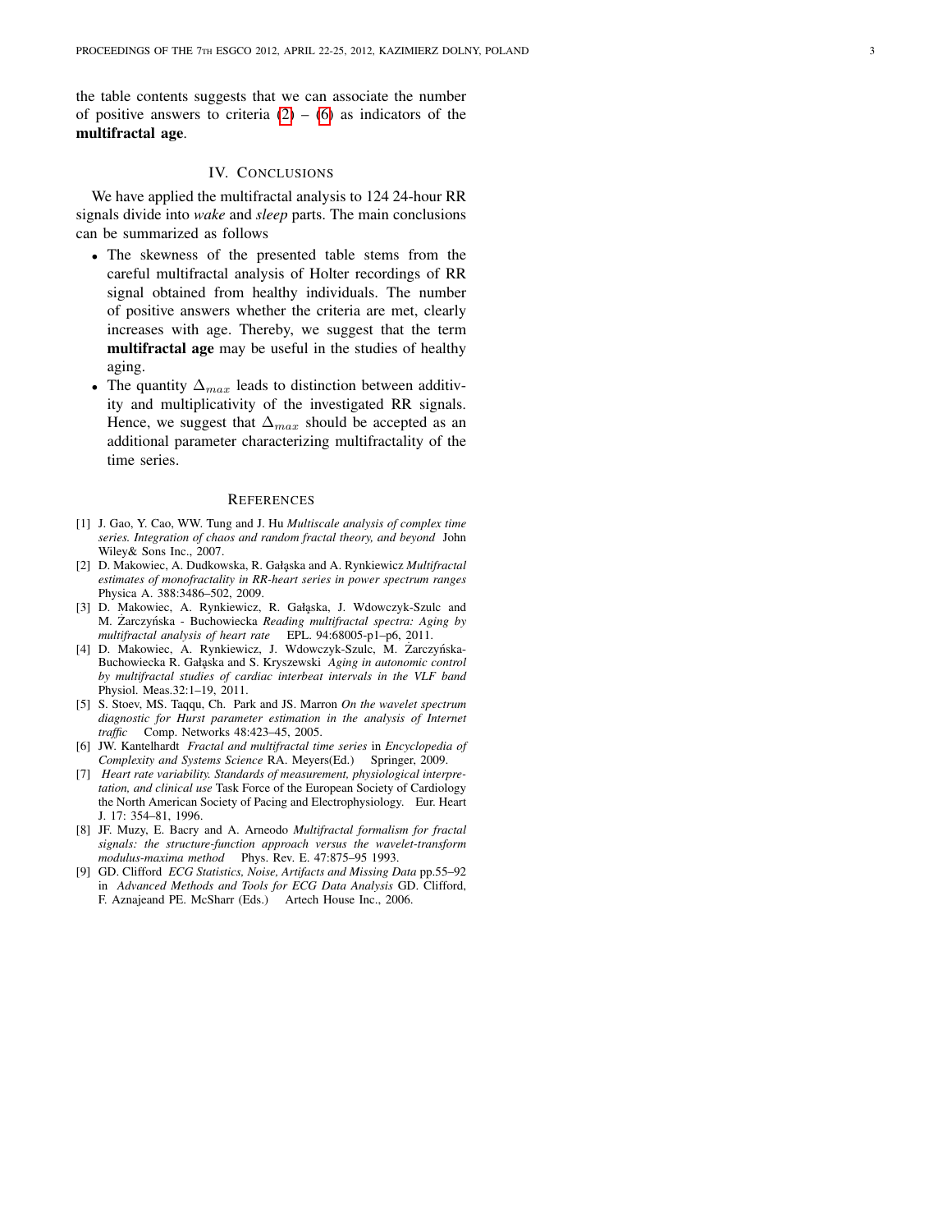the table contents suggests that we can associate the number of positive answers to criteria (2) – (6) as indicators of the **multifractal age**.

## IV. Conclusions

We have applied the multifractal analysis to 124 24-hour RR signals divide into *wake* and *sleep* parts. The main conclusions can be summarized as follows

- The skewness of the presented table stems from the careful multifractal analysis of Holter recordings of RR signal obtained from healthy individuals. The number of positive answers whether the criteria are met, clearly increases with age. Thereby, we suggest that the term **multifractal age** may be useful in the studies of healthy aging.
- The quantity $\Delta_{max}$ leads to distinction between additivity and multiplicativity of the investigated RR signals. Hence, we suggest that $\Delta_{max}$ should be accepted as an additional parameter characterizing multifractality of the time series.

## References

[1] J. Gao, Y. Cao, WW. Tung and J. Hu *Multiscale analysis of complex time series. Integration of chaos and random fractal theory, and beyond* John Wiley& Sons Inc., 2007.

[2] D. Makowiec, A. Dudkowska, R. Gałąska and A. Rynkiewicz *Multifractal estimates of monofractality in RR-heart series in power spectrum ranges* Physica A. 388:3486–502, 2009.

[3] D. Makowiec, A. Rynkiewicz, R. Gałąska, J. Wdowczyk-Szulc and M. Żarczyńska - Buchowiecka *Reading multifractal spectra: Aging by multifractal analysis of heart rate* EPL. 94:68005-p1–p6, 2011.

[4] D. Makowiec, A. Rynkiewicz, J. Wdowczyk-Szulc, M. Żarczyńska-Buchowiecka R. Gałąska and S. Kryszewski *Aging in autonomic control by multifractal studies of cardiac interbeat intervals in the VLF band* Physiol. Meas.32:1–19, 2011.

[5] S. Stoev, MS. Taqqu, Ch. Park and JS. Marron *On the wavelet spectrum diagnostic for Hurst parameter estimation in the analysis of Internet traffic* Comp. Networks 48:423–45, 2005.

[6] JW. Kantelhardt *Fractal and multifractal time series* in *Encyclopedia of Complexity and Systems Science* RA. Meyers(Ed.) Springer, 2009.

[7] *Heart rate variability. Standards of measurement, physiological interpretation, and clinical use* Task Force of the European Society of Cardiology the North American Society of Pacing and Electrophysiology. Eur. Heart J. 17: 354–81, 1996.

[8] JF. Muzy, E. Bacry and A. Arneodo *Multifractal formalism for fractal signals: the structure-function approach versus the wavelet-transform modulus-maxima method* Phys. Rev. E. 47:875–95 1993.

[9] GD. Clifford *ECG Statistics, Noise, Artifacts and Missing Data* pp.55–92 in *Advanced Methods and Tools for ECG Data Analysis* GD. Clifford, F. Aznajeand PE. McSharr (Eds.) Artech House Inc., 2006.